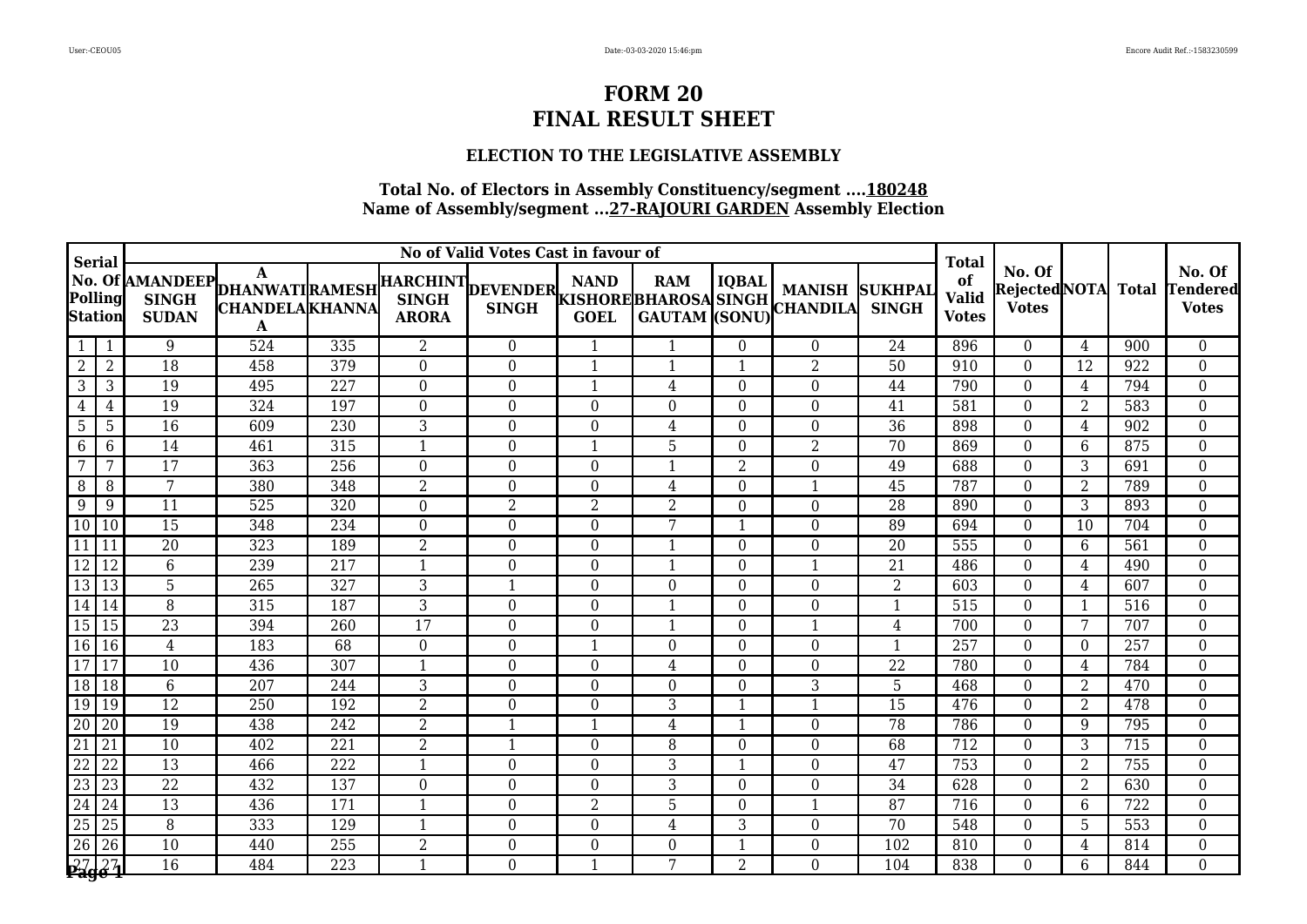# FORM 20
# FINAL RESULT SHEET

### ELECTION TO THE LEGISLATIVE ASSEMBLY

**Total No. of Electors in Assembly Constituency/segment ....180248**
**Name of Assembly/segment ...27-RAJOURI GARDEN Assembly Election**

| Serial | No. Of Polling Station | No of Valid Votes Cast in favour of | | | | | | | | | | Total of Valid Votes | No. Of Rejected Votes | NOTA | Total | No. Of Tendered Votes |
|---|---|---|---|---|---|---|---|---|---|---|---|---|---|---|---|---|
| | | AMANDEEP SINGH SUDAN | A DHANWATI CHANDELA A | RAMESH KHANNA | HARCHINT SINGH ARORA | DEVENDER SINGH | NAND KISHORE GOEL | RAM BHAROSA GAUTAM | IQBAL SINGH (SONU) | MANISH CHANDILA | SUKHPAL SINGH | | | | | |
| 1 | 1 | 9 | 524 | 335 | 2 | 0 | 1 | 1 | 0 | 0 | 24 | 896 | 0 | 4 | 900 | 0 |
| 2 | 2 | 18 | 458 | 379 | 0 | 0 | 1 | 1 | 1 | 2 | 50 | 910 | 0 | 12 | 922 | 0 |
| 3 | 3 | 19 | 495 | 227 | 0 | 0 | 1 | 4 | 0 | 0 | 44 | 790 | 0 | 4 | 794 | 0 |
| 4 | 4 | 19 | 324 | 197 | 0 | 0 | 0 | 0 | 0 | 0 | 41 | 581 | 0 | 2 | 583 | 0 |
| 5 | 5 | 16 | 609 | 230 | 3 | 0 | 0 | 4 | 0 | 0 | 36 | 898 | 0 | 4 | 902 | 0 |
| 6 | 6 | 14 | 461 | 315 | 1 | 0 | 1 | 5 | 0 | 2 | 70 | 869 | 0 | 6 | 875 | 0 |
| 7 | 7 | 17 | 363 | 256 | 0 | 0 | 0 | 1 | 2 | 0 | 49 | 688 | 0 | 3 | 691 | 0 |
| 8 | 8 | 7 | 380 | 348 | 2 | 0 | 0 | 4 | 0 | 1 | 45 | 787 | 0 | 2 | 789 | 0 |
| 9 | 9 | 11 | 525 | 320 | 0 | 2 | 2 | 2 | 0 | 0 | 28 | 890 | 0 | 3 | 893 | 0 |
| 10 | 10 | 15 | 348 | 234 | 0 | 0 | 0 | 7 | 1 | 0 | 89 | 694 | 0 | 10 | 704 | 0 |
| 11 | 11 | 20 | 323 | 189 | 2 | 0 | 0 | 1 | 0 | 0 | 20 | 555 | 0 | 6 | 561 | 0 |
| 12 | 12 | 6 | 239 | 217 | 1 | 0 | 0 | 1 | 0 | 1 | 21 | 486 | 0 | 4 | 490 | 0 |
| 13 | 13 | 5 | 265 | 327 | 3 | 1 | 0 | 0 | 0 | 0 | 2 | 603 | 0 | 4 | 607 | 0 |
| 14 | 14 | 8 | 315 | 187 | 3 | 0 | 0 | 1 | 0 | 0 | 1 | 515 | 0 | 1 | 516 | 0 |
| 15 | 15 | 23 | 394 | 260 | 17 | 0 | 0 | 1 | 0 | 1 | 4 | 700 | 0 | 7 | 707 | 0 |
| 16 | 16 | 4 | 183 | 68 | 0 | 0 | 1 | 0 | 0 | 0 | 1 | 257 | 0 | 0 | 257 | 0 |
| 17 | 17 | 10 | 436 | 307 | 1 | 0 | 0 | 4 | 0 | 0 | 22 | 780 | 0 | 4 | 784 | 0 |
| 18 | 18 | 6 | 207 | 244 | 3 | 0 | 0 | 0 | 0 | 3 | 5 | 468 | 0 | 2 | 470 | 0 |
| 19 | 19 | 12 | 250 | 192 | 2 | 0 | 0 | 3 | 1 | 1 | 15 | 476 | 0 | 2 | 478 | 0 |
| 20 | 20 | 19 | 438 | 242 | 2 | 1 | 1 | 4 | 1 | 0 | 78 | 786 | 0 | 9 | 795 | 0 |
| 21 | 21 | 10 | 402 | 221 | 2 | 1 | 0 | 8 | 0 | 0 | 68 | 712 | 0 | 3 | 715 | 0 |
| 22 | 22 | 13 | 466 | 222 | 1 | 0 | 0 | 3 | 1 | 0 | 47 | 753 | 0 | 2 | 755 | 0 |
| 23 | 23 | 22 | 432 | 137 | 0 | 0 | 0 | 3 | 0 | 0 | 34 | 628 | 0 | 2 | 630 | 0 |
| 24 | 24 | 13 | 436 | 171 | 1 | 0 | 2 | 5 | 0 | 1 | 87 | 716 | 0 | 6 | 722 | 0 |
| 25 | 25 | 8 | 333 | 129 | 1 | 0 | 0 | 4 | 3 | 0 | 70 | 548 | 0 | 5 | 553 | 0 |
| 26 | 26 | 10 | 440 | 255 | 2 | 0 | 0 | 0 | 1 | 0 | 102 | 810 | 0 | 4 | 814 | 0 |
| 27 | 27 | 16 | 484 | 223 | 1 | 0 | 1 | 7 | 2 | 0 | 104 | 838 | 0 | 6 | 844 | 0 |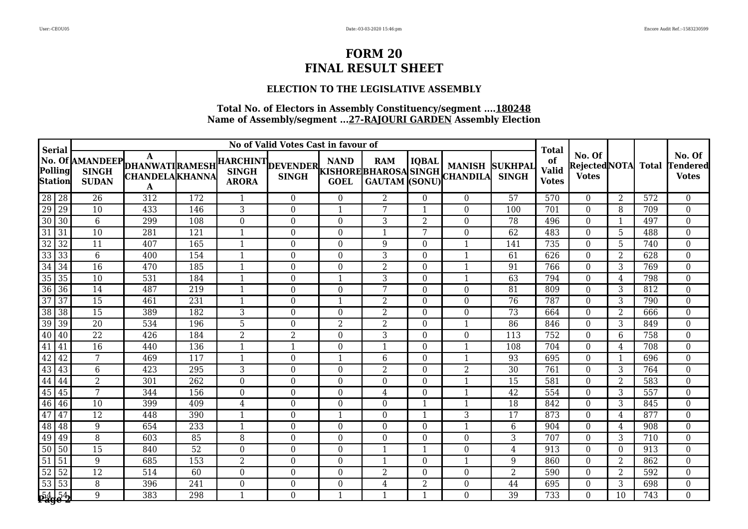# FORM 20
# FINAL RESULT SHEET

### ELECTION TO THE LEGISLATIVE ASSEMBLY

**Total No. of Electors in Assembly Constituency/segment ....180248**
**Name of Assembly/segment ...27-RAJOURI GARDEN Assembly Election**

| Serial No. Of Polling Station | | No of Valid Votes Cast in favour of | | | | | | | | | | Total of Valid Votes | No. Of Rejected Votes | NOTA | Total | No. Of Tendered Votes |
|---|---|---|---|---|---|---|---|---|---|---|---|---|---|---|---|---|
| | | AMANDEEP SINGH SUDAN | A DHANWATI CHANDELA A | RAMESH KHANNA | HARCHINT SINGH ARORA | DEVENDER SINGH | NAND KISHORE GOEL | RAM BHAROSA GAUTAM | IQBAL SINGH (SONU) | MANISH CHANDILA | SUKHPAL SINGH | | | | | |
| 28 | 28 | 26 | 312 | 172 | 1 | 0 | 0 | 2 | 0 | 0 | 57 | 570 | 0 | 2 | 572 | 0 |
| 29 | 29 | 10 | 433 | 146 | 3 | 0 | 1 | 7 | 1 | 0 | 100 | 701 | 0 | 8 | 709 | 0 |
| 30 | 30 | 6 | 299 | 108 | 0 | 0 | 0 | 3 | 2 | 0 | 78 | 496 | 0 | 1 | 497 | 0 |
| 31 | 31 | 10 | 281 | 121 | 1 | 0 | 0 | 1 | 7 | 0 | 62 | 483 | 0 | 5 | 488 | 0 |
| 32 | 32 | 11 | 407 | 165 | 1 | 0 | 0 | 9 | 0 | 1 | 141 | 735 | 0 | 5 | 740 | 0 |
| 33 | 33 | 6 | 400 | 154 | 1 | 0 | 0 | 3 | 0 | 1 | 61 | 626 | 0 | 2 | 628 | 0 |
| 34 | 34 | 16 | 470 | 185 | 1 | 0 | 0 | 2 | 0 | 1 | 91 | 766 | 0 | 3 | 769 | 0 |
| 35 | 35 | 10 | 531 | 184 | 1 | 0 | 1 | 3 | 0 | 1 | 63 | 794 | 0 | 4 | 798 | 0 |
| 36 | 36 | 14 | 487 | 219 | 1 | 0 | 0 | 7 | 0 | 0 | 81 | 809 | 0 | 3 | 812 | 0 |
| 37 | 37 | 15 | 461 | 231 | 1 | 0 | 1 | 2 | 0 | 0 | 76 | 787 | 0 | 3 | 790 | 0 |
| 38 | 38 | 15 | 389 | 182 | 3 | 0 | 0 | 2 | 0 | 0 | 73 | 664 | 0 | 2 | 666 | 0 |
| 39 | 39 | 20 | 534 | 196 | 5 | 0 | 2 | 2 | 0 | 1 | 86 | 846 | 0 | 3 | 849 | 0 |
| 40 | 40 | 22 | 426 | 184 | 2 | 2 | 0 | 3 | 0 | 0 | 113 | 752 | 0 | 6 | 758 | 0 |
| 41 | 41 | 16 | 440 | 136 | 1 | 1 | 0 | 1 | 0 | 1 | 108 | 704 | 0 | 4 | 708 | 0 |
| 42 | 42 | 7 | 469 | 117 | 1 | 0 | 1 | 6 | 0 | 1 | 93 | 695 | 0 | 1 | 696 | 0 |
| 43 | 43 | 6 | 423 | 295 | 3 | 0 | 0 | 2 | 0 | 2 | 30 | 761 | 0 | 3 | 764 | 0 |
| 44 | 44 | 2 | 301 | 262 | 0 | 0 | 0 | 0 | 0 | 1 | 15 | 581 | 0 | 2 | 583 | 0 |
| 45 | 45 | 7 | 344 | 156 | 0 | 0 | 0 | 4 | 0 | 1 | 42 | 554 | 0 | 3 | 557 | 0 |
| 46 | 46 | 10 | 399 | 409 | 4 | 0 | 0 | 0 | 1 | 1 | 18 | 842 | 0 | 3 | 845 | 0 |
| 47 | 47 | 12 | 448 | 390 | 1 | 0 | 1 | 0 | 1 | 3 | 17 | 873 | 0 | 4 | 877 | 0 |
| 48 | 48 | 9 | 654 | 233 | 1 | 0 | 0 | 0 | 0 | 1 | 6 | 904 | 0 | 4 | 908 | 0 |
| 49 | 49 | 8 | 603 | 85 | 8 | 0 | 0 | 0 | 0 | 0 | 3 | 707 | 0 | 3 | 710 | 0 |
| 50 | 50 | 15 | 840 | 52 | 0 | 0 | 0 | 1 | 1 | 0 | 4 | 913 | 0 | 0 | 913 | 0 |
| 51 | 51 | 9 | 685 | 153 | 2 | 0 | 0 | 1 | 0 | 1 | 9 | 860 | 0 | 2 | 862 | 0 |
| 52 | 52 | 12 | 514 | 60 | 0 | 0 | 0 | 2 | 0 | 0 | 2 | 590 | 0 | 2 | 592 | 0 |
| 53 | 53 | 8 | 396 | 241 | 0 | 0 | 0 | 4 | 2 | 0 | 44 | 695 | 0 | 3 | 698 | 0 |
| 54 | 54 | 9 | 383 | 298 | 1 | 0 | 1 | 1 | 1 | 0 | 39 | 733 | 0 | 10 | 743 | 0 |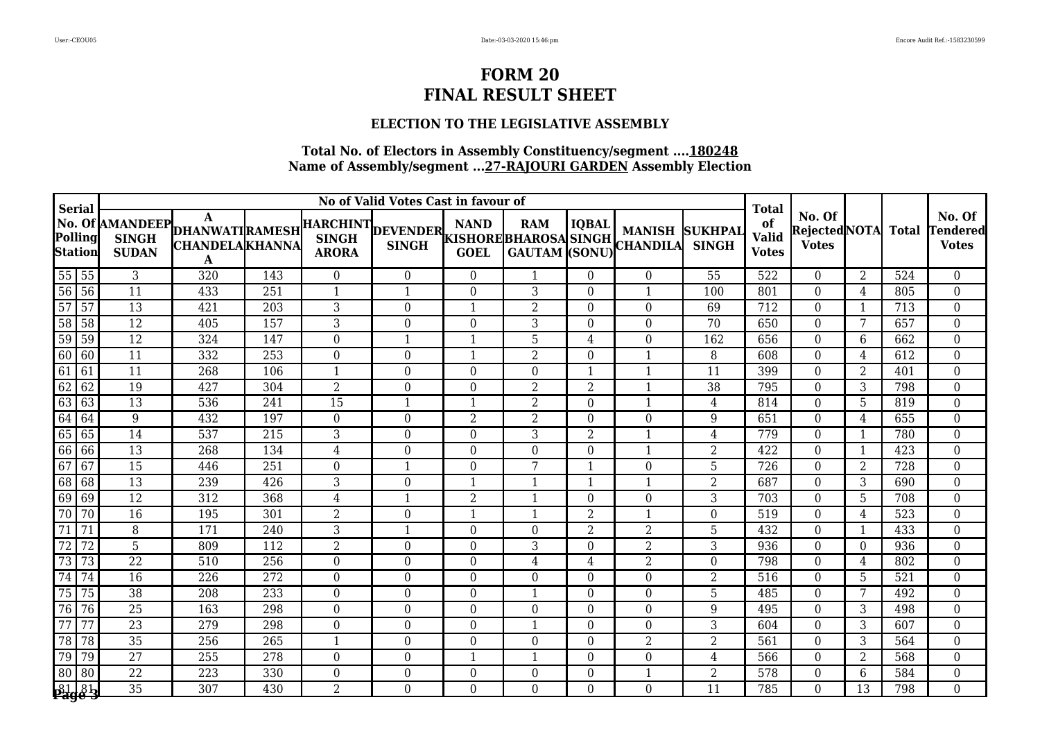# FORM 20
# FINAL RESULT SHEET

### ELECTION TO THE LEGISLATIVE ASSEMBLY

**Total No. of Electors in Assembly Constituency/segment ....180248**
**Name of Assembly/segment ...27-RAJOURI GARDEN Assembly Election**

| Serial No. Of Polling Station | | No of Valid Votes Cast in favour of | | | | | | | | | | Total of Valid Votes | No. Of Rejected Votes | NOTA | Total | No. Of Tendered Votes |
|---|---|---|---|---|---|---|---|---|---|---|---|---|---|---|---|---|
| | | AMANDEEP SINGH SUDAN | A DHANWATI CHANDELA A | RAMESH KHANNA | HARCHINT SINGH ARORA | DEVENDER SINGH | NAND KISHORE GOEL | RAM BHAROSA GAUTAM | IQBAL SINGH (SONU) | MANISH CHANDILA | SUKHPAL SINGH | | | | | |
| 55 | 55 | 3 | 320 | 143 | 0 | 0 | 0 | 1 | 0 | 0 | 55 | 522 | 0 | 2 | 524 | 0 |
| 56 | 56 | 11 | 433 | 251 | 1 | 1 | 0 | 3 | 0 | 1 | 100 | 801 | 0 | 4 | 805 | 0 |
| 57 | 57 | 13 | 421 | 203 | 3 | 0 | 1 | 2 | 0 | 0 | 69 | 712 | 0 | 1 | 713 | 0 |
| 58 | 58 | 12 | 405 | 157 | 3 | 0 | 0 | 3 | 0 | 0 | 70 | 650 | 0 | 7 | 657 | 0 |
| 59 | 59 | 12 | 324 | 147 | 0 | 1 | 1 | 5 | 4 | 0 | 162 | 656 | 0 | 6 | 662 | 0 |
| 60 | 60 | 11 | 332 | 253 | 0 | 0 | 1 | 2 | 0 | 1 | 8 | 608 | 0 | 4 | 612 | 0 |
| 61 | 61 | 11 | 268 | 106 | 1 | 0 | 0 | 0 | 1 | 1 | 11 | 399 | 0 | 2 | 401 | 0 |
| 62 | 62 | 19 | 427 | 304 | 2 | 0 | 0 | 2 | 2 | 1 | 38 | 795 | 0 | 3 | 798 | 0 |
| 63 | 63 | 13 | 536 | 241 | 15 | 1 | 1 | 2 | 0 | 1 | 4 | 814 | 0 | 5 | 819 | 0 |
| 64 | 64 | 9 | 432 | 197 | 0 | 0 | 2 | 2 | 0 | 0 | 9 | 651 | 0 | 4 | 655 | 0 |
| 65 | 65 | 14 | 537 | 215 | 3 | 0 | 0 | 3 | 2 | 1 | 4 | 779 | 0 | 1 | 780 | 0 |
| 66 | 66 | 13 | 268 | 134 | 4 | 0 | 0 | 0 | 0 | 1 | 2 | 422 | 0 | 1 | 423 | 0 |
| 67 | 67 | 15 | 446 | 251 | 0 | 1 | 0 | 7 | 1 | 0 | 5 | 726 | 0 | 2 | 728 | 0 |
| 68 | 68 | 13 | 239 | 426 | 3 | 0 | 1 | 1 | 1 | 1 | 2 | 687 | 0 | 3 | 690 | 0 |
| 69 | 69 | 12 | 312 | 368 | 4 | 1 | 2 | 1 | 0 | 0 | 3 | 703 | 0 | 5 | 708 | 0 |
| 70 | 70 | 16 | 195 | 301 | 2 | 0 | 1 | 1 | 2 | 1 | 0 | 519 | 0 | 4 | 523 | 0 |
| 71 | 71 | 8 | 171 | 240 | 3 | 1 | 0 | 0 | 2 | 2 | 5 | 432 | 0 | 1 | 433 | 0 |
| 72 | 72 | 5 | 809 | 112 | 2 | 0 | 0 | 3 | 0 | 2 | 3 | 936 | 0 | 0 | 936 | 0 |
| 73 | 73 | 22 | 510 | 256 | 0 | 0 | 0 | 4 | 4 | 2 | 0 | 798 | 0 | 4 | 802 | 0 |
| 74 | 74 | 16 | 226 | 272 | 0 | 0 | 0 | 0 | 0 | 0 | 2 | 516 | 0 | 5 | 521 | 0 |
| 75 | 75 | 38 | 208 | 233 | 0 | 0 | 0 | 1 | 0 | 0 | 5 | 485 | 0 | 7 | 492 | 0 |
| 76 | 76 | 25 | 163 | 298 | 0 | 0 | 0 | 0 | 0 | 0 | 9 | 495 | 0 | 3 | 498 | 0 |
| 77 | 77 | 23 | 279 | 298 | 0 | 0 | 0 | 1 | 0 | 0 | 3 | 604 | 0 | 3 | 607 | 0 |
| 78 | 78 | 35 | 256 | 265 | 1 | 0 | 0 | 0 | 0 | 2 | 2 | 561 | 0 | 3 | 564 | 0 |
| 79 | 79 | 27 | 255 | 278 | 0 | 0 | 1 | 1 | 0 | 0 | 4 | 566 | 0 | 2 | 568 | 0 |
| 80 | 80 | 22 | 223 | 330 | 0 | 0 | 0 | 0 | 0 | 1 | 2 | 578 | 0 | 6 | 584 | 0 |
| 81 | 81 | 35 | 307 | 430 | 2 | 0 | 0 | 0 | 0 | 0 | 11 | 785 | 0 | 13 | 798 | 0 |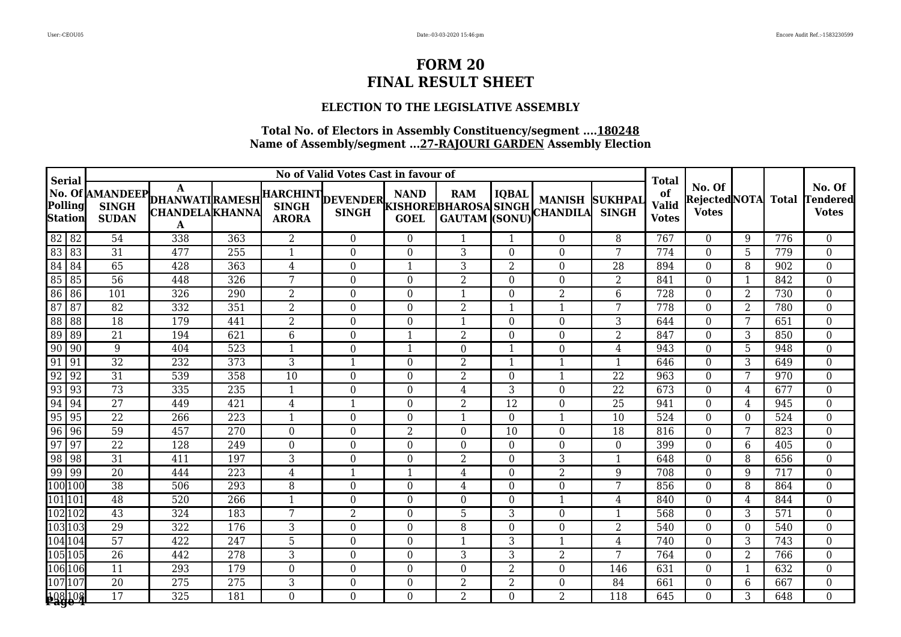# FORM 20
# FINAL RESULT SHEET

### ELECTION TO THE LEGISLATIVE ASSEMBLY

**Total No. of Electors in Assembly Constituency/segment ....180248**
**Name of Assembly/segment ...27-RAJOURI GARDEN Assembly Election**

| Serial No. Of Polling Station | | No of Valid Votes Cast in favour of | | | | | | | | | | Total of Valid Votes | No. Of Rejected Votes | NOTA | Total | No. Of Tendered Votes |
|---|---|---|---|---|---|---|---|---|---|---|---|---|---|---|---|---|
| | | AMANDEEP SINGH SUDAN | A DHANWATI CHANDELA A | RAMESH KHANNA | HARCHINT SINGH ARORA | DEVENDER SINGH | NAND KISHORE GOEL | RAM BHAROSA GAUTAM | IQBAL SINGH (SONU) | MANISH CHANDILA | SUKHPAL SINGH | | | | | |
| 82 | 82 | 54 | 338 | 363 | 2 | 0 | 0 | 1 | 1 | 0 | 8 | 767 | 0 | 9 | 776 | 0 |
| 83 | 83 | 31 | 477 | 255 | 1 | 0 | 0 | 3 | 0 | 0 | 7 | 774 | 0 | 5 | 779 | 0 |
| 84 | 84 | 65 | 428 | 363 | 4 | 0 | 1 | 3 | 2 | 0 | 28 | 894 | 0 | 8 | 902 | 0 |
| 85 | 85 | 56 | 448 | 326 | 7 | 0 | 0 | 2 | 0 | 0 | 2 | 841 | 0 | 1 | 842 | 0 |
| 86 | 86 | 101 | 326 | 290 | 2 | 0 | 0 | 1 | 0 | 2 | 6 | 728 | 0 | 2 | 730 | 0 |
| 87 | 87 | 82 | 332 | 351 | 2 | 0 | 0 | 2 | 1 | 1 | 7 | 778 | 0 | 2 | 780 | 0 |
| 88 | 88 | 18 | 179 | 441 | 2 | 0 | 0 | 1 | 0 | 0 | 3 | 644 | 0 | 7 | 651 | 0 |
| 89 | 89 | 21 | 194 | 621 | 6 | 0 | 1 | 2 | 0 | 0 | 2 | 847 | 0 | 3 | 850 | 0 |
| 90 | 90 | 9 | 404 | 523 | 1 | 0 | 1 | 0 | 1 | 0 | 4 | 943 | 0 | 5 | 948 | 0 |
| 91 | 91 | 32 | 232 | 373 | 3 | 1 | 0 | 2 | 1 | 1 | 1 | 646 | 0 | 3 | 649 | 0 |
| 92 | 92 | 31 | 539 | 358 | 10 | 0 | 0 | 2 | 0 | 1 | 22 | 963 | 0 | 7 | 970 | 0 |
| 93 | 93 | 73 | 335 | 235 | 1 | 0 | 0 | 4 | 3 | 0 | 22 | 673 | 0 | 4 | 677 | 0 |
| 94 | 94 | 27 | 449 | 421 | 4 | 1 | 0 | 2 | 12 | 0 | 25 | 941 | 0 | 4 | 945 | 0 |
| 95 | 95 | 22 | 266 | 223 | 1 | 0 | 0 | 1 | 0 | 1 | 10 | 524 | 0 | 0 | 524 | 0 |
| 96 | 96 | 59 | 457 | 270 | 0 | 0 | 2 | 0 | 10 | 0 | 18 | 816 | 0 | 7 | 823 | 0 |
| 97 | 97 | 22 | 128 | 249 | 0 | 0 | 0 | 0 | 0 | 0 | 0 | 399 | 0 | 6 | 405 | 0 |
| 98 | 98 | 31 | 411 | 197 | 3 | 0 | 0 | 2 | 0 | 3 | 1 | 648 | 0 | 8 | 656 | 0 |
| 99 | 99 | 20 | 444 | 223 | 4 | 1 | 1 | 4 | 0 | 2 | 9 | 708 | 0 | 9 | 717 | 0 |
| 100 | 100 | 38 | 506 | 293 | 8 | 0 | 0 | 4 | 0 | 0 | 7 | 856 | 0 | 8 | 864 | 0 |
| 101 | 101 | 48 | 520 | 266 | 1 | 0 | 0 | 0 | 0 | 1 | 4 | 840 | 0 | 4 | 844 | 0 |
| 102 | 102 | 43 | 324 | 183 | 7 | 2 | 0 | 5 | 3 | 0 | 1 | 568 | 0 | 3 | 571 | 0 |
| 103 | 103 | 29 | 322 | 176 | 3 | 0 | 0 | 8 | 0 | 0 | 2 | 540 | 0 | 0 | 540 | 0 |
| 104 | 104 | 57 | 422 | 247 | 5 | 0 | 0 | 1 | 3 | 1 | 4 | 740 | 0 | 3 | 743 | 0 |
| 105 | 105 | 26 | 442 | 278 | 3 | 0 | 0 | 3 | 3 | 2 | 7 | 764 | 0 | 2 | 766 | 0 |
| 106 | 106 | 11 | 293 | 179 | 0 | 0 | 0 | 0 | 2 | 0 | 146 | 631 | 0 | 1 | 632 | 0 |
| 107 | 107 | 20 | 275 | 275 | 3 | 0 | 0 | 2 | 2 | 0 | 84 | 661 | 0 | 6 | 667 | 0 |
| 108 | 108 | 17 | 325 | 181 | 0 | 0 | 0 | 2 | 0 | 2 | 118 | 645 | 0 | 3 | 648 | 0 |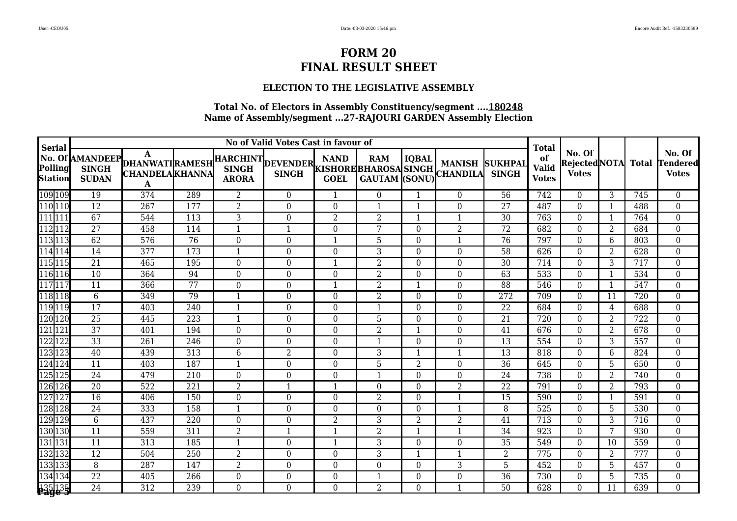# FORM 20
# FINAL RESULT SHEET

### ELECTION TO THE LEGISLATIVE ASSEMBLY

**Total No. of Electors in Assembly Constituency/segment ....180248**
**Name of Assembly/segment ...27-RAJOURI GARDEN Assembly Election**

| Serial No. Of Polling Station | | No of Valid Votes Cast in favour of | | | | | | | | | | Total of Valid Votes | No. Of Rejected Votes | NOTA | Total | No. Of Tendered Votes |
|---|---|---|---|---|---|---|---|---|---|---|---|---|---|---|---|---|
| | | AMANDEEP SINGH SUDAN | A DHANWATI CHANDELA A | RAMESH KHANNA | HARCHINT SINGH ARORA | DEVENDER SINGH | NAND KISHORE GOEL | RAM BHAROSA GAUTAM | IQBAL SINGH (SONU) | MANISH CHANDILA | SUKHPAL SINGH | | | | | |
| 109 | 109 | 19 | 374 | 289 | 2 | 0 | 1 | 0 | 1 | 0 | 56 | 742 | 0 | 3 | 745 | 0 |
| 110 | 110 | 12 | 267 | 177 | 2 | 0 | 0 | 1 | 1 | 0 | 27 | 487 | 0 | 1 | 488 | 0 |
| 111 | 111 | 67 | 544 | 113 | 3 | 0 | 2 | 2 | 1 | 1 | 30 | 763 | 0 | 1 | 764 | 0 |
| 112 | 112 | 27 | 458 | 114 | 1 | 1 | 0 | 7 | 0 | 2 | 72 | 682 | 0 | 2 | 684 | 0 |
| 113 | 113 | 62 | 576 | 76 | 0 | 0 | 1 | 5 | 0 | 1 | 76 | 797 | 0 | 6 | 803 | 0 |
| 114 | 114 | 14 | 377 | 173 | 1 | 0 | 0 | 3 | 0 | 0 | 58 | 626 | 0 | 2 | 628 | 0 |
| 115 | 115 | 21 | 465 | 195 | 0 | 0 | 1 | 2 | 0 | 0 | 30 | 714 | 0 | 3 | 717 | 0 |
| 116 | 116 | 10 | 364 | 94 | 0 | 0 | 0 | 2 | 0 | 0 | 63 | 533 | 0 | 1 | 534 | 0 |
| 117 | 117 | 11 | 366 | 77 | 0 | 0 | 1 | 2 | 1 | 0 | 88 | 546 | 0 | 1 | 547 | 0 |
| 118 | 118 | 6 | 349 | 79 | 1 | 0 | 0 | 2 | 0 | 0 | 272 | 709 | 0 | 11 | 720 | 0 |
| 119 | 119 | 17 | 403 | 240 | 1 | 0 | 0 | 1 | 0 | 0 | 22 | 684 | 0 | 4 | 688 | 0 |
| 120 | 120 | 25 | 445 | 223 | 1 | 0 | 0 | 5 | 0 | 0 | 21 | 720 | 0 | 2 | 722 | 0 |
| 121 | 121 | 37 | 401 | 194 | 0 | 0 | 0 | 2 | 1 | 0 | 41 | 676 | 0 | 2 | 678 | 0 |
| 122 | 122 | 33 | 261 | 246 | 0 | 0 | 0 | 1 | 0 | 0 | 13 | 554 | 0 | 3 | 557 | 0 |
| 123 | 123 | 40 | 439 | 313 | 6 | 2 | 0 | 3 | 1 | 1 | 13 | 818 | 0 | 6 | 824 | 0 |
| 124 | 124 | 11 | 403 | 187 | 1 | 0 | 0 | 5 | 2 | 0 | 36 | 645 | 0 | 5 | 650 | 0 |
| 125 | 125 | 24 | 479 | 210 | 0 | 0 | 0 | 1 | 0 | 0 | 24 | 738 | 0 | 2 | 740 | 0 |
| 126 | 126 | 20 | 522 | 221 | 2 | 1 | 1 | 0 | 0 | 2 | 22 | 791 | 0 | 2 | 793 | 0 |
| 127 | 127 | 16 | 406 | 150 | 0 | 0 | 0 | 2 | 0 | 1 | 15 | 590 | 0 | 1 | 591 | 0 |
| 128 | 128 | 24 | 333 | 158 | 1 | 0 | 0 | 0 | 0 | 1 | 8 | 525 | 0 | 5 | 530 | 0 |
| 129 | 129 | 6 | 437 | 220 | 0 | 0 | 2 | 3 | 2 | 2 | 41 | 713 | 0 | 3 | 716 | 0 |
| 130 | 130 | 11 | 559 | 311 | 2 | 1 | 1 | 2 | 1 | 1 | 34 | 923 | 0 | 7 | 930 | 0 |
| 131 | 131 | 11 | 313 | 185 | 1 | 0 | 1 | 3 | 0 | 0 | 35 | 549 | 0 | 10 | 559 | 0 |
| 132 | 132 | 12 | 504 | 250 | 2 | 0 | 0 | 3 | 1 | 1 | 2 | 775 | 0 | 2 | 777 | 0 |
| 133 | 133 | 8 | 287 | 147 | 2 | 0 | 0 | 0 | 0 | 3 | 5 | 452 | 0 | 5 | 457 | 0 |
| 134 | 134 | 22 | 405 | 266 | 0 | 0 | 0 | 1 | 0 | 0 | 36 | 730 | 0 | 5 | 735 | 0 |
| 135 | 135 | 24 | 312 | 239 | 0 | 0 | 0 | 2 | 0 | 1 | 50 | 628 | 0 | 11 | 639 | 0 |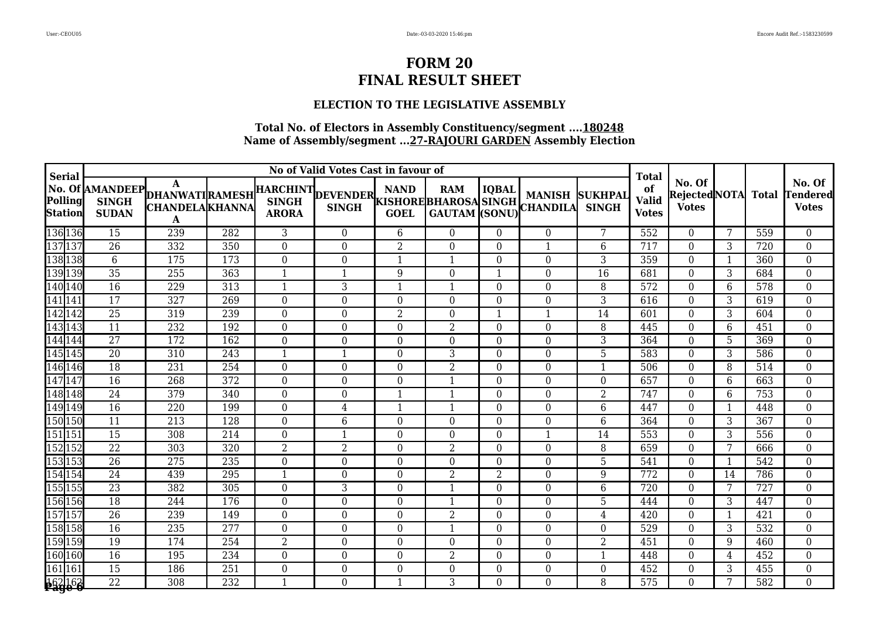# FORM 20
# FINAL RESULT SHEET

### ELECTION TO THE LEGISLATIVE ASSEMBLY

**Total No. of Electors in Assembly Constituency/segment ....180248**
**Name of Assembly/segment ...27-RAJOURI GARDEN Assembly Election**

| Serial No. Of Polling Station | | No of Valid Votes Cast in favour of | | | | | | | | | | Total of Valid Votes | No. Of Rejected Votes | NOTA | Total | No. Of Tendered Votes |
|---|---|---|---|---|---|---|---|---|---|---|---|---|---|---|---|---|
| | | AMANDEEP SINGH SUDAN | A DHANWATI CHANDELA A | RAMESH KHANNA | HARCHINT SINGH ARORA | DEVENDER SINGH | NAND KISHORE GOEL | RAM BHAROSA GAUTAM | IQBAL SINGH (SONU) | MANISH CHANDILA | SUKHPAL SINGH | | | | | |
| 136 | 136 | 15 | 239 | 282 | 3 | 0 | 6 | 0 | 0 | 0 | 7 | 552 | 0 | 7 | 559 | 0 |
| 137 | 137 | 26 | 332 | 350 | 0 | 0 | 2 | 0 | 0 | 1 | 6 | 717 | 0 | 3 | 720 | 0 |
| 138 | 138 | 6 | 175 | 173 | 0 | 0 | 1 | 1 | 0 | 0 | 3 | 359 | 0 | 1 | 360 | 0 |
| 139 | 139 | 35 | 255 | 363 | 1 | 1 | 9 | 0 | 1 | 0 | 16 | 681 | 0 | 3 | 684 | 0 |
| 140 | 140 | 16 | 229 | 313 | 1 | 3 | 1 | 1 | 0 | 0 | 8 | 572 | 0 | 6 | 578 | 0 |
| 141 | 141 | 17 | 327 | 269 | 0 | 0 | 0 | 0 | 0 | 0 | 3 | 616 | 0 | 3 | 619 | 0 |
| 142 | 142 | 25 | 319 | 239 | 0 | 0 | 2 | 0 | 1 | 1 | 14 | 601 | 0 | 3 | 604 | 0 |
| 143 | 143 | 11 | 232 | 192 | 0 | 0 | 0 | 2 | 0 | 0 | 8 | 445 | 0 | 6 | 451 | 0 |
| 144 | 144 | 27 | 172 | 162 | 0 | 0 | 0 | 0 | 0 | 0 | 3 | 364 | 0 | 5 | 369 | 0 |
| 145 | 145 | 20 | 310 | 243 | 1 | 1 | 0 | 3 | 0 | 0 | 5 | 583 | 0 | 3 | 586 | 0 |
| 146 | 146 | 18 | 231 | 254 | 0 | 0 | 0 | 2 | 0 | 0 | 1 | 506 | 0 | 8 | 514 | 0 |
| 147 | 147 | 16 | 268 | 372 | 0 | 0 | 0 | 1 | 0 | 0 | 0 | 657 | 0 | 6 | 663 | 0 |
| 148 | 148 | 24 | 379 | 340 | 0 | 0 | 1 | 1 | 0 | 0 | 2 | 747 | 0 | 6 | 753 | 0 |
| 149 | 149 | 16 | 220 | 199 | 0 | 4 | 1 | 1 | 0 | 0 | 6 | 447 | 0 | 1 | 448 | 0 |
| 150 | 150 | 11 | 213 | 128 | 0 | 6 | 0 | 0 | 0 | 0 | 6 | 364 | 0 | 3 | 367 | 0 |
| 151 | 151 | 15 | 308 | 214 | 0 | 1 | 0 | 0 | 0 | 1 | 14 | 553 | 0 | 3 | 556 | 0 |
| 152 | 152 | 22 | 303 | 320 | 2 | 2 | 0 | 2 | 0 | 0 | 8 | 659 | 0 | 7 | 666 | 0 |
| 153 | 153 | 26 | 275 | 235 | 0 | 0 | 0 | 0 | 0 | 0 | 5 | 541 | 0 | 1 | 542 | 0 |
| 154 | 154 | 24 | 439 | 295 | 1 | 0 | 0 | 2 | 2 | 0 | 9 | 772 | 0 | 14 | 786 | 0 |
| 155 | 155 | 23 | 382 | 305 | 0 | 3 | 0 | 1 | 0 | 0 | 6 | 720 | 0 | 7 | 727 | 0 |
| 156 | 156 | 18 | 244 | 176 | 0 | 0 | 0 | 1 | 0 | 0 | 5 | 444 | 0 | 3 | 447 | 0 |
| 157 | 157 | 26 | 239 | 149 | 0 | 0 | 0 | 2 | 0 | 0 | 4 | 420 | 0 | 1 | 421 | 0 |
| 158 | 158 | 16 | 235 | 277 | 0 | 0 | 0 | 1 | 0 | 0 | 0 | 529 | 0 | 3 | 532 | 0 |
| 159 | 159 | 19 | 174 | 254 | 2 | 0 | 0 | 0 | 0 | 0 | 2 | 451 | 0 | 9 | 460 | 0 |
| 160 | 160 | 16 | 195 | 234 | 0 | 0 | 0 | 2 | 0 | 0 | 1 | 448 | 0 | 4 | 452 | 0 |
| 161 | 161 | 15 | 186 | 251 | 0 | 0 | 0 | 0 | 0 | 0 | 0 | 452 | 0 | 3 | 455 | 0 |
| 162 | 162 | 22 | 308 | 232 | 1 | 0 | 1 | 3 | 0 | 0 | 8 | 575 | 0 | 7 | 582 | 0 |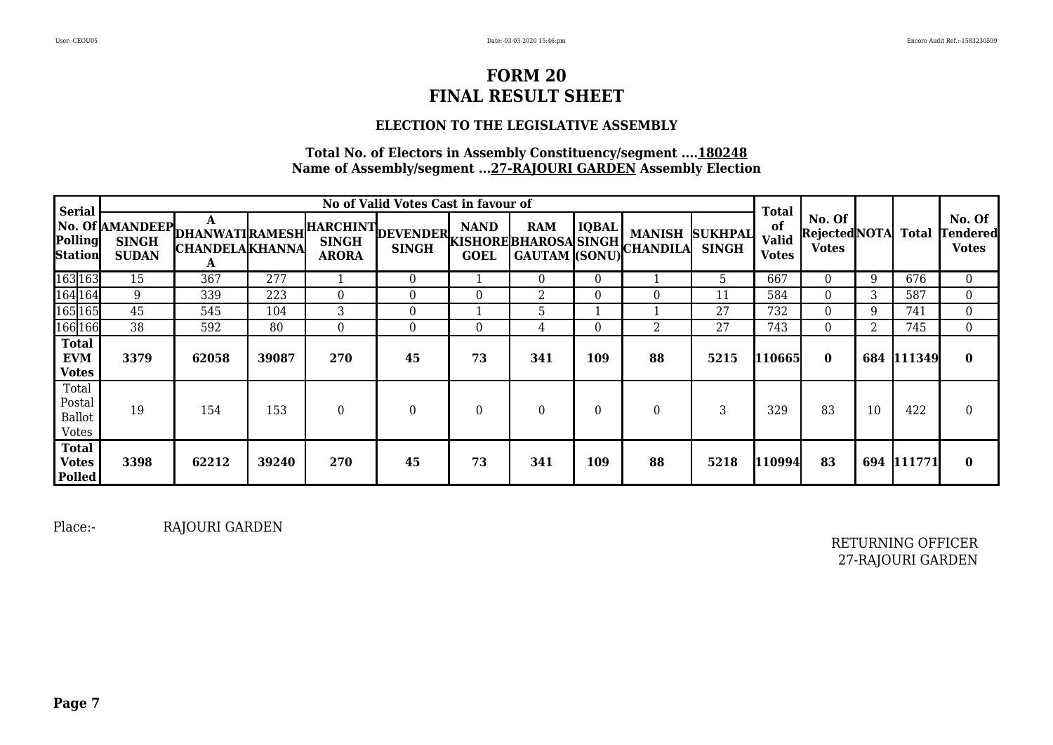# FORM 20
# FINAL RESULT SHEET

### ELECTION TO THE LEGISLATIVE ASSEMBLY

**Total No. of Electors in Assembly Constituency/segment ....180248**
**Name of Assembly/segment ...27-RAJOURI GARDEN Assembly Election**

| Serial No. Of Polling Station | | No of Valid Votes Cast in favour of | | | | | | | | | | Total of Valid Votes | No. Of Rejected Votes | NOTA | Total | No. Of Tendered Votes |
|---|---|---|---|---|---|---|---|---|---|---|---|---|---|---|---|---|
| | | AMANDEEP SINGH SUDAN | A DHANWATI CHANDELA A | RAMESH KHANNA | HARCHINT SINGH ARORA | DEVENDER SINGH | NAND KISHORE GOEL | RAM BHAROSA GAUTAM | IQBAL SINGH (SONU) | MANISH CHANDILA | SUKHPAL SINGH | | | | | |
| 163 | 163 | 15 | 367 | 277 | 1 | 0 | 1 | 0 | 0 | 1 | 5 | 667 | 0 | 9 | 676 | 0 |
| 164 | 164 | 9 | 339 | 223 | 0 | 0 | 0 | 2 | 0 | 0 | 11 | 584 | 0 | 3 | 587 | 0 |
| 165 | 165 | 45 | 545 | 104 | 3 | 0 | 1 | 5 | 1 | 1 | 27 | 732 | 0 | 9 | 741 | 0 |
| 166 | 166 | 38 | 592 | 80 | 0 | 0 | 0 | 4 | 0 | 2 | 27 | 743 | 0 | 2 | 745 | 0 |
| **Total EVM Votes** | | **3379** | **62058** | **39087** | **270** | **45** | **73** | **341** | **109** | **88** | **5215** | **110665** | **0** | **684** | **111349** | **0** |
| Total Postal Ballot Votes | | 19 | 154 | 153 | 0 | 0 | 0 | 0 | 0 | 0 | 3 | 329 | 83 | 10 | 422 | 0 |
| **Total Votes Polled** | | **3398** | **62212** | **39240** | **270** | **45** | **73** | **341** | **109** | **88** | **5218** | **110994** | **83** | **694** | **111771** | **0** |

Place:- RAJOURI GARDEN

RETURNING OFFICER
27-RAJOURI GARDEN